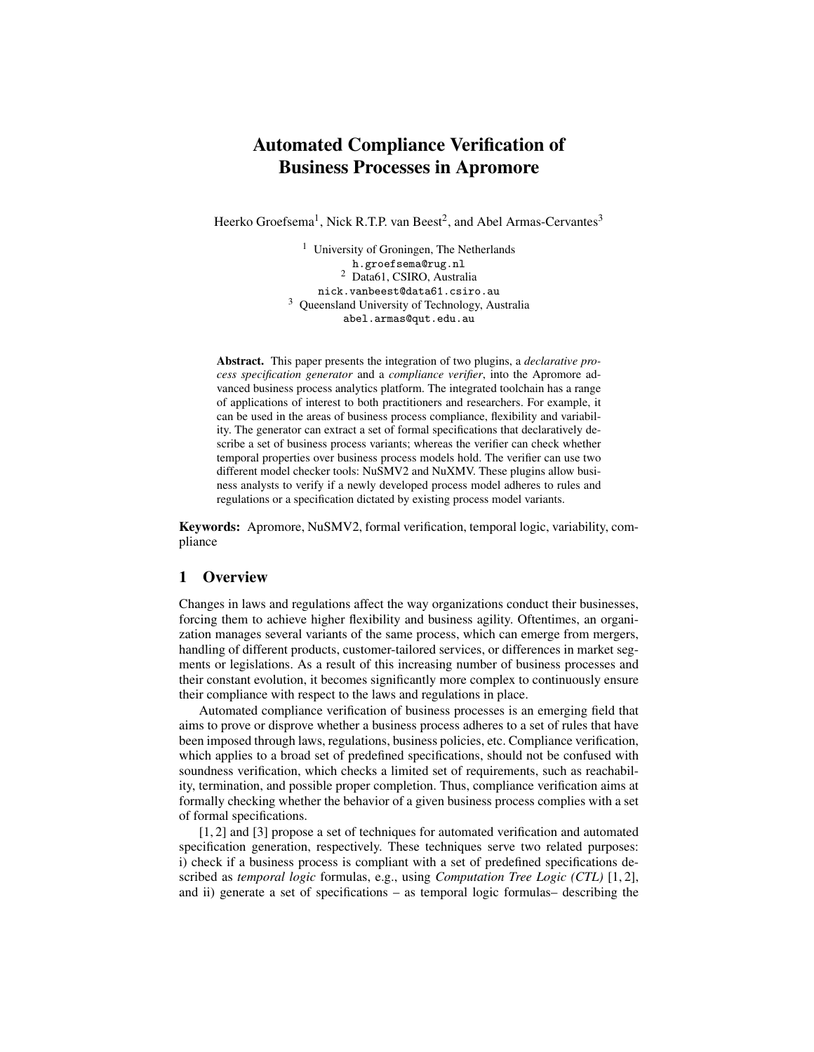# Automated Compliance Verification of Business Processes in Apromore

Heerko Groefsema[1], Nick R.T.P. van Beest[2], and Abel Armas-Cervantes[3]

[1] University of Groningen, The Netherlands
h.groefsema@rug.nl
[2] Data61, CSIRO, Australia
nick.vanbeest@data61.csiro.au
[3] Queensland University of Technology, Australia
abel.armas@qut.edu.au

**Abstract.** This paper presents the integration of two plugins, a *declarative process specification generator* and a *compliance verifier*, into the Apromore advanced business process analytics platform. The integrated toolchain has a range of applications of interest to both practitioners and researchers. For example, it can be used in the areas of business process compliance, flexibility and variability. The generator can extract a set of formal specifications that declaratively describe a set of business process variants; whereas the verifier can check whether temporal properties over business process models hold. The verifier can use two different model checker tools: NuSMV2 and NuXMV. These plugins allow business analysts to verify if a newly developed process model adheres to rules and regulations or a specification dictated by existing process model variants.

**Keywords:** Apromore, NuSMV2, formal verification, temporal logic, variability, compliance

## 1 Overview

Changes in laws and regulations affect the way organizations conduct their businesses, forcing them to achieve higher flexibility and business agility. Oftentimes, an organization manages several variants of the same process, which can emerge from mergers, handling of different products, customer-tailored services, or differences in market segments or legislations. As a result of this increasing number of business processes and their constant evolution, it becomes significantly more complex to continuously ensure their compliance with respect to the laws and regulations in place.

Automated compliance verification of business processes is an emerging field that aims to prove or disprove whether a business process adheres to a set of rules that have been imposed through laws, regulations, business policies, etc. Compliance verification, which applies to a broad set of predefined specifications, should not be confused with soundness verification, which checks a limited set of requirements, such as reachability, termination, and possible proper completion. Thus, compliance verification aims at formally checking whether the behavior of a given business process complies with a set of formal specifications.

[1, 2] and [3] propose a set of techniques for automated verification and automated specification generation, respectively. These techniques serve two related purposes: i) check if a business process is compliant with a set of predefined specifications described as *temporal logic* formulas, e.g., using *Computation Tree Logic (CTL)* [1, 2], and ii) generate a set of specifications – as temporal logic formulas– describing the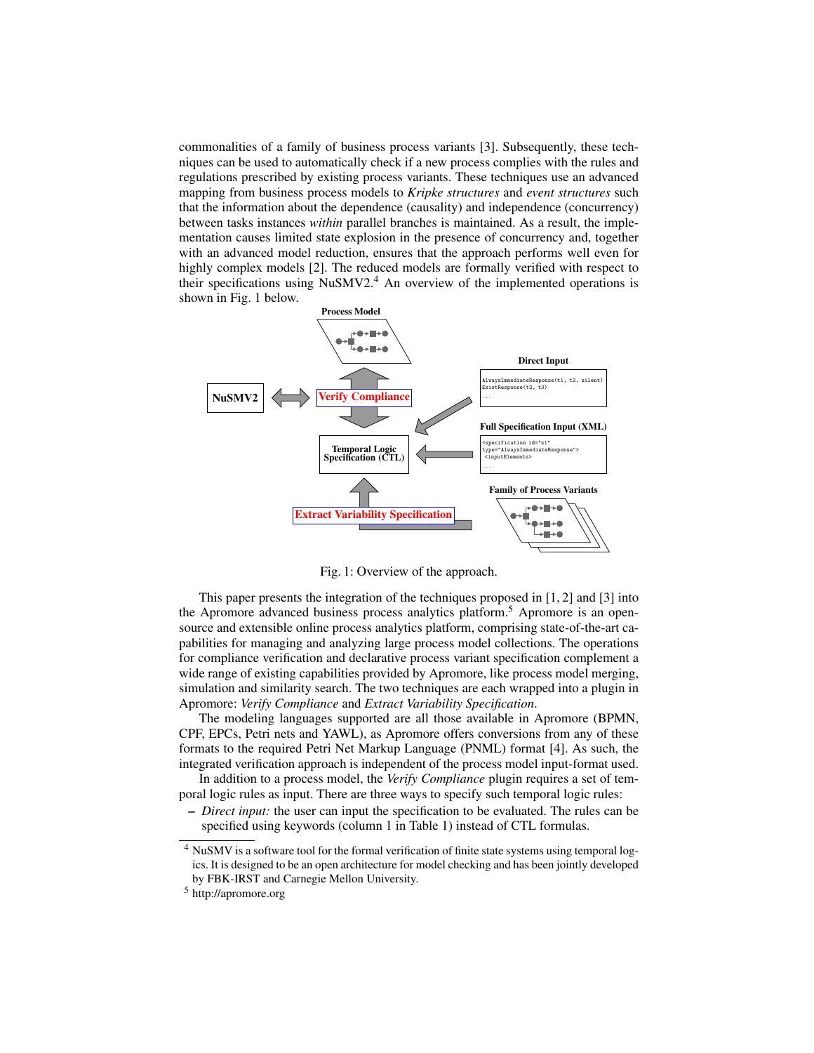commonalities of a family of business process variants [3]. Subsequently, these techniques can be used to automatically check if a new process complies with the rules and regulations prescribed by existing process variants. These techniques use an advanced mapping from business process models to *Kripke structures* and *event structures* such that the information about the dependence (causality) and independence (concurrency) between tasks instances *within* parallel branches is maintained. As a result, the implementation causes limited state explosion in the presence of concurrency and, together with an advanced model reduction, ensures that the approach performs well even for highly complex models [2]. The reduced models are formally verified with respect to their specifications using NuSMV2.[4] An overview of the implemented operations is shown in Fig. 1 below.

Fig. 1: Overview of the approach.

This paper presents the integration of the techniques proposed in [1, 2] and [3] into the Apromore advanced business process analytics platform.[5] Apromore is an open-source and extensible online process analytics platform, comprising state-of-the-art capabilities for managing and analyzing large process model collections. The operations for compliance verification and declarative process variant specification complement a wide range of existing capabilities provided by Apromore, like process model merging, simulation and similarity search. The two techniques are each wrapped into a plugin in Apromore: *Verify Compliance* and *Extract Variability Specification*.

The modeling languages supported are all those available in Apromore (BPMN, CPF, EPCs, Petri nets and YAWL), as Apromore offers conversions from any of these formats to the required Petri Net Markup Language (PNML) format [4]. As such, the integrated verification approach is independent of the process model input-format used.

In addition to a process model, the *Verify Compliance* plugin requires a set of temporal logic rules as input. There are three ways to specify such temporal logic rules:

– *Direct input:* the user can input the specification to be evaluated. The rules can be specified using keywords (column 1 in Table 1) instead of CTL formulas.

[4] NuSMV is a software tool for the formal verification of finite state systems using temporal logics. It is designed to be an open architecture for model checking and has been jointly developed by FBK-IRST and Carnegie Mellon University.

[5] http://apromore.org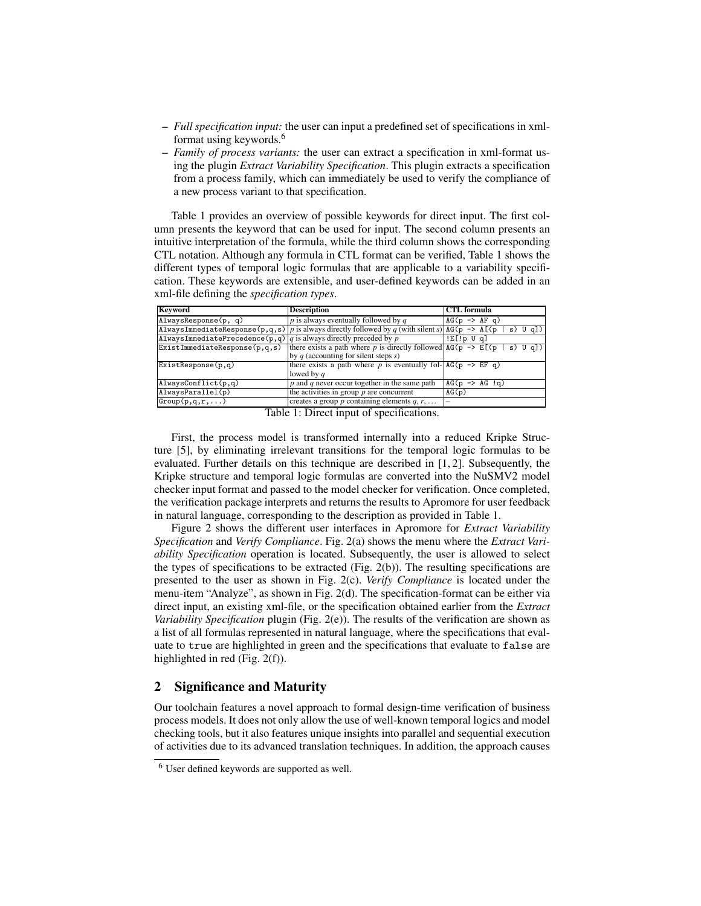- *Full specification input:* the user can input a predefined set of specifications in xml-format using keywords.[6]
- *Family of process variants:* the user can extract a specification in xml-format using the plugin *Extract Variability Specification*. This plugin extracts a specification from a process family, which can immediately be used to verify the compliance of a new process variant to that specification.

Table 1 provides an overview of possible keywords for direct input. The first column presents the keyword that can be used for input. The second column presents an intuitive interpretation of the formula, while the third column shows the corresponding CTL notation. Although any formula in CTL format can be verified, Table 1 shows the different types of temporal logic formulas that are applicable to a variability specification. These keywords are extensible, and user-defined keywords can be added in an xml-file defining the *specification types*.

| Keyword | Description | CTL formula |
|---|---|---|
| `AlwaysResponse(p, q)` | *p* is always eventually followed by *q* | `AG(p -> AF q)` |
| `AlwaysImmediateResponse(p,q,s)` | *p* is always directly followed by *q* (with silent *s*) | `AG(p -> A[(p \| s) U q])` |
| `AlwaysImmediatePrecedence(p,q)` | *q* is always directly preceded by *p* | `!E[!p U q]` |
| `ExistImmediateResponse(p,q,s)` | there exists a path where *p* is directly followed by *q* (accounting for silent steps *s*) | `AG(p -> E[(p \| s) U q])` |
| `ExistResponse(p,q)` | there exists a path where *p* is eventually followed by *q* | `AG(p -> EF q)` |
| `AlwaysConflict(p,q)` | *p* and *q* never occur together in the same path | `AG(p -> AG !q)` |
| `AlwaysParallel(p)` | the activities in group *p* are concurrent | `AG(p)` |
| `Group(p,q,r,...)` | creates a group *p* containing elements *q*, *r*, ... | – |

Table 1: Direct input of specifications.

First, the process model is transformed internally into a reduced Kripke Structure [5], by eliminating irrelevant transitions for the temporal logic formulas to be evaluated. Further details on this technique are described in [1, 2]. Subsequently, the Kripke structure and temporal logic formulas are converted into the NuSMV2 model checker input format and passed to the model checker for verification. Once completed, the verification package interprets and returns the results to Apromore for user feedback in natural language, corresponding to the description as provided in Table 1.

Figure 2 shows the different user interfaces in Apromore for *Extract Variability Specification* and *Verify Compliance*. Fig. 2(a) shows the menu where the *Extract Variability Specification* operation is located. Subsequently, the user is allowed to select the types of specifications to be extracted (Fig. 2(b)). The resulting specifications are presented to the user as shown in Fig. 2(c). *Verify Compliance* is located under the menu-item "Analyze", as shown in Fig. 2(d). The specification-format can be either via direct input, an existing xml-file, or the specification obtained earlier from the *Extract Variability Specification* plugin (Fig. 2(e)). The results of the verification are shown as a list of all formulas represented in natural language, where the specifications that evaluate to `true` are highlighted in green and the specifications that evaluate to `false` are highlighted in red (Fig. 2(f)).

## 2 Significance and Maturity

Our toolchain features a novel approach to formal design-time verification of business process models. It does not only allow the use of well-known temporal logics and model checking tools, but it also features unique insights into parallel and sequential execution of activities due to its advanced translation techniques. In addition, the approach causes

[6] User defined keywords are supported as well.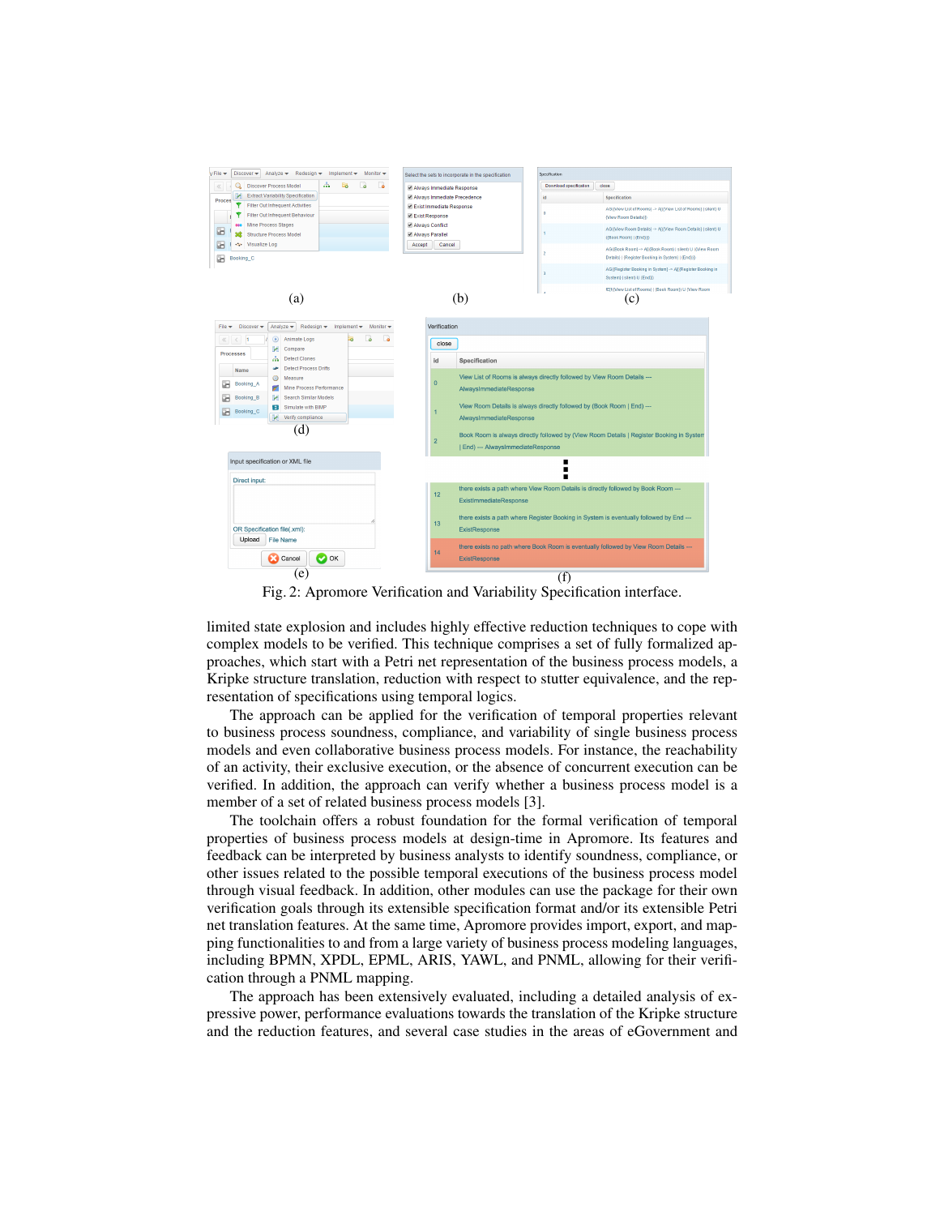Fig. 2: Apromore Verification and Variability Specification interface.

limited state explosion and includes highly effective reduction techniques to cope with complex models to be verified. This technique comprises a set of fully formalized approaches, which start with a Petri net representation of the business process models, a Kripke structure translation, reduction with respect to stutter equivalence, and the representation of specifications using temporal logics.

The approach can be applied for the verification of temporal properties relevant to business process soundness, compliance, and variability of single business process models and even collaborative business process models. For instance, the reachability of an activity, their exclusive execution, or the absence of concurrent execution can be verified. In addition, the approach can verify whether a business process model is a member of a set of related business process models [3].

The toolchain offers a robust foundation for the formal verification of temporal properties of business process models at design-time in Apromore. Its features and feedback can be interpreted by business analysts to identify soundness, compliance, or other issues related to the possible temporal executions of the business process model through visual feedback. In addition, other modules can use the package for their own verification goals through its extensible specification format and/or its extensible Petri net translation features. At the same time, Apromore provides import, export, and mapping functionalities to and from a large variety of business process modeling languages, including BPMN, XPDL, EPML, ARIS, YAWL, and PNML, allowing for their verification through a PNML mapping.

The approach has been extensively evaluated, including a detailed analysis of expressive power, performance evaluations towards the translation of the Kripke structure and the reduction features, and several case studies in the areas of eGovernment and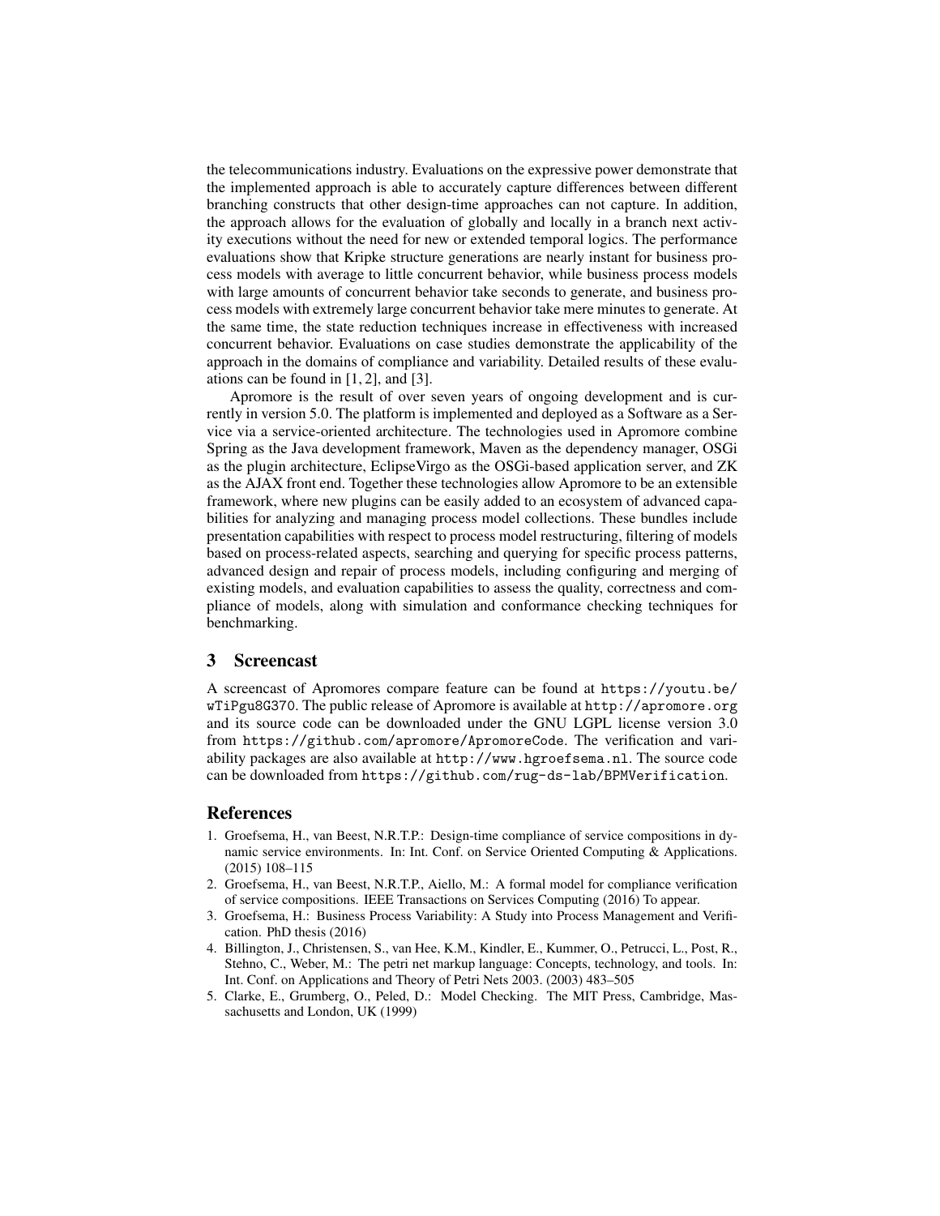the telecommunications industry. Evaluations on the expressive power demonstrate that the implemented approach is able to accurately capture differences between different branching constructs that other design-time approaches can not capture. In addition, the approach allows for the evaluation of globally and locally in a branch next activity executions without the need for new or extended temporal logics. The performance evaluations show that Kripke structure generations are nearly instant for business process models with average to little concurrent behavior, while business process models with large amounts of concurrent behavior take seconds to generate, and business process models with extremely large concurrent behavior take mere minutes to generate. At the same time, the state reduction techniques increase in effectiveness with increased concurrent behavior. Evaluations on case studies demonstrate the applicability of the approach in the domains of compliance and variability. Detailed results of these evaluations can be found in [1, 2], and [3].

Apromore is the result of over seven years of ongoing development and is currently in version 5.0. The platform is implemented and deployed as a Software as a Service via a service-oriented architecture. The technologies used in Apromore combine Spring as the Java development framework, Maven as the dependency manager, OSGi as the plugin architecture, EclipseVirgo as the OSGi-based application server, and ZK as the AJAX front end. Together these technologies allow Apromore to be an extensible framework, where new plugins can be easily added to an ecosystem of advanced capabilities for analyzing and managing process model collections. These bundles include presentation capabilities with respect to process model restructuring, filtering of models based on process-related aspects, searching and querying for specific process patterns, advanced design and repair of process models, including configuring and merging of existing models, and evaluation capabilities to assess the quality, correctness and compliance of models, along with simulation and conformance checking techniques for benchmarking.

## 3 Screencast

A screencast of Apromores compare feature can be found at `https://youtu.be/wTiPgu8G370`. The public release of Apromore is available at `http://apromore.org` and its source code can be downloaded under the GNU LGPL license version 3.0 from `https://github.com/apromore/ApromoreCode`. The verification and variability packages are also available at `http://www.hgroefsema.nl`. The source code can be downloaded from `https://github.com/rug-ds-lab/BPMVerification`.

## References

1. Groefsema, H., van Beest, N.R.T.P.: Design-time compliance of service compositions in dynamic service environments. In: Int. Conf. on Service Oriented Computing & Applications. (2015) 108–115
2. Groefsema, H., van Beest, N.R.T.P., Aiello, M.: A formal model for compliance verification of service compositions. IEEE Transactions on Services Computing (2016) To appear.
3. Groefsema, H.: Business Process Variability: A Study into Process Management and Verification. PhD thesis (2016)
4. Billington, J., Christensen, S., van Hee, K.M., Kindler, E., Kummer, O., Petrucci, L., Post, R., Stehno, C., Weber, M.: The petri net markup language: Concepts, technology, and tools. In: Int. Conf. on Applications and Theory of Petri Nets 2003. (2003) 483–505
5. Clarke, E., Grumberg, O., Peled, D.: Model Checking. The MIT Press, Cambridge, Massachusetts and London, UK (1999)